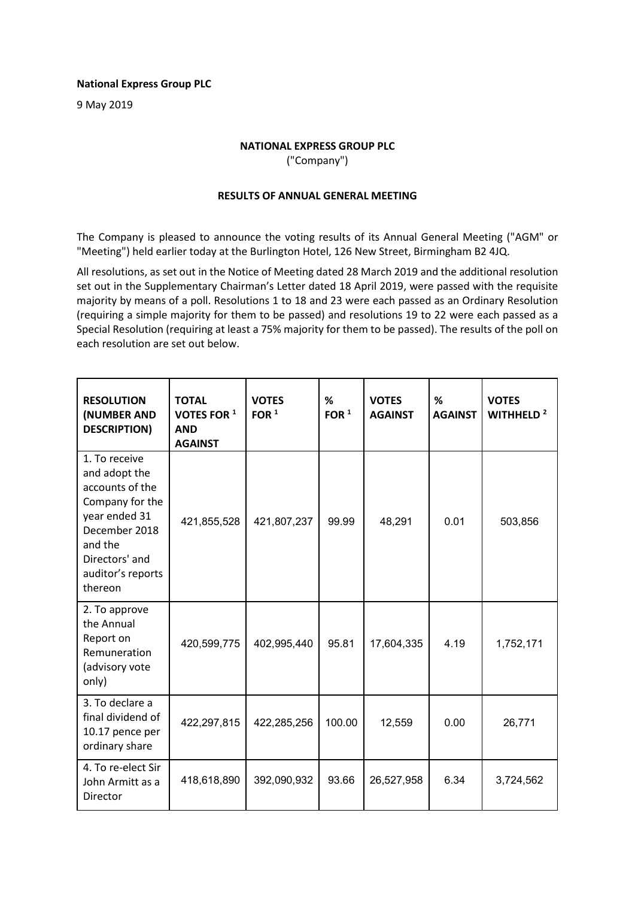**National Express Group PLC**

9 May 2019

**NATIONAL EXPRESS GROUP PLC**
("Company")

**RESULTS OF ANNUAL GENERAL MEETING**

The Company is pleased to announce the voting results of its Annual General Meeting ("AGM" or "Meeting") held earlier today at the Burlington Hotel, 126 New Street, Birmingham B2 4JQ.

All resolutions, as set out in the Notice of Meeting dated 28 March 2019 and the additional resolution set out in the Supplementary Chairman's Letter dated 18 April 2019, were passed with the requisite majority by means of a poll. Resolutions 1 to 18 and 23 were each passed as an Ordinary Resolution (requiring a simple majority for them to be passed) and resolutions 19 to 22 were each passed as a Special Resolution (requiring at least a 75% majority for them to be passed). The results of the poll on each resolution are set out below.

| RESOLUTION (NUMBER AND DESCRIPTION) | TOTAL VOTES FOR [1] AND AGAINST | VOTES FOR [1] | % FOR [1] | VOTES AGAINST | % AGAINST | VOTES WITHHELD [2] |
|---|---|---|---|---|---|---|
| 1. To receive and adopt the accounts of the Company for the year ended 31 December 2018 and the Directors' and auditor's reports thereon | 421,855,528 | 421,807,237 | 99.99 | 48,291 | 0.01 | 503,856 |
| 2. To approve the Annual Report on Remuneration (advisory vote only) | 420,599,775 | 402,995,440 | 95.81 | 17,604,335 | 4.19 | 1,752,171 |
| 3. To declare a final dividend of 10.17 pence per ordinary share | 422,297,815 | 422,285,256 | 100.00 | 12,559 | 0.00 | 26,771 |
| 4. To re-elect Sir John Armitt as a Director | 418,618,890 | 392,090,932 | 93.66 | 26,527,958 | 6.34 | 3,724,562 |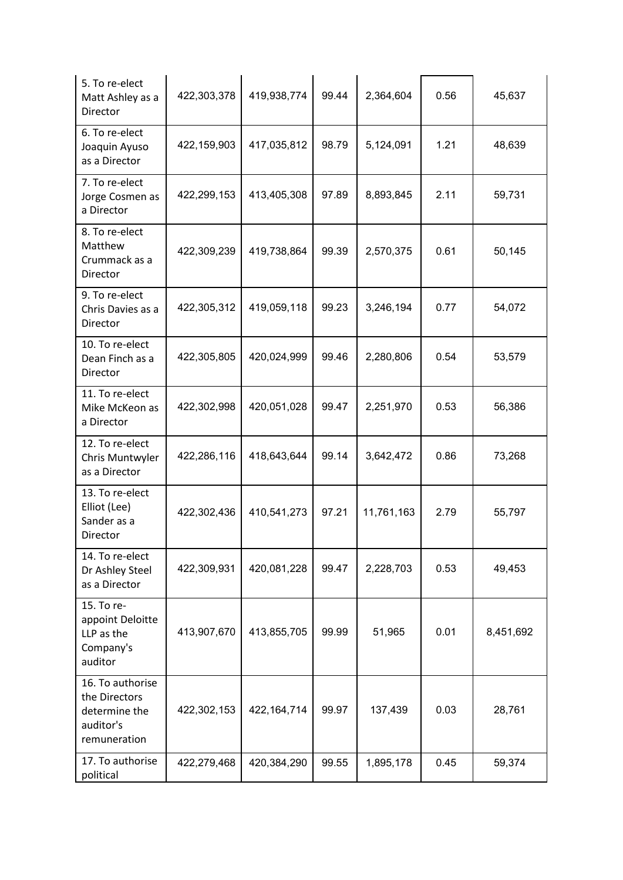| | | | | | | |
|---|---|---|---|---|---|---|
| 5. To re-elect Matt Ashley as a Director | 422,303,378 | 419,938,774 | 99.44 | 2,364,604 | 0.56 | 45,637 |
| 6. To re-elect Joaquin Ayuso as a Director | 422,159,903 | 417,035,812 | 98.79 | 5,124,091 | 1.21 | 48,639 |
| 7. To re-elect Jorge Cosmen as a Director | 422,299,153 | 413,405,308 | 97.89 | 8,893,845 | 2.11 | 59,731 |
| 8. To re-elect Matthew Crummack as a Director | 422,309,239 | 419,738,864 | 99.39 | 2,570,375 | 0.61 | 50,145 |
| 9. To re-elect Chris Davies as a Director | 422,305,312 | 419,059,118 | 99.23 | 3,246,194 | 0.77 | 54,072 |
| 10. To re-elect Dean Finch as a Director | 422,305,805 | 420,024,999 | 99.46 | 2,280,806 | 0.54 | 53,579 |
| 11. To re-elect Mike McKeon as a Director | 422,302,998 | 420,051,028 | 99.47 | 2,251,970 | 0.53 | 56,386 |
| 12. To re-elect Chris Muntwyler as a Director | 422,286,116 | 418,643,644 | 99.14 | 3,642,472 | 0.86 | 73,268 |
| 13. To re-elect Elliot (Lee) Sander as a Director | 422,302,436 | 410,541,273 | 97.21 | 11,761,163 | 2.79 | 55,797 |
| 14. To re-elect Dr Ashley Steel as a Director | 422,309,931 | 420,081,228 | 99.47 | 2,228,703 | 0.53 | 49,453 |
| 15. To re-appoint Deloitte LLP as the Company's auditor | 413,907,670 | 413,855,705 | 99.99 | 51,965 | 0.01 | 8,451,692 |
| 16. To authorise the Directors determine the auditor's remuneration | 422,302,153 | 422,164,714 | 99.97 | 137,439 | 0.03 | 28,761 |
| 17. To authorise political | 422,279,468 | 420,384,290 | 99.55 | 1,895,178 | 0.45 | 59,374 |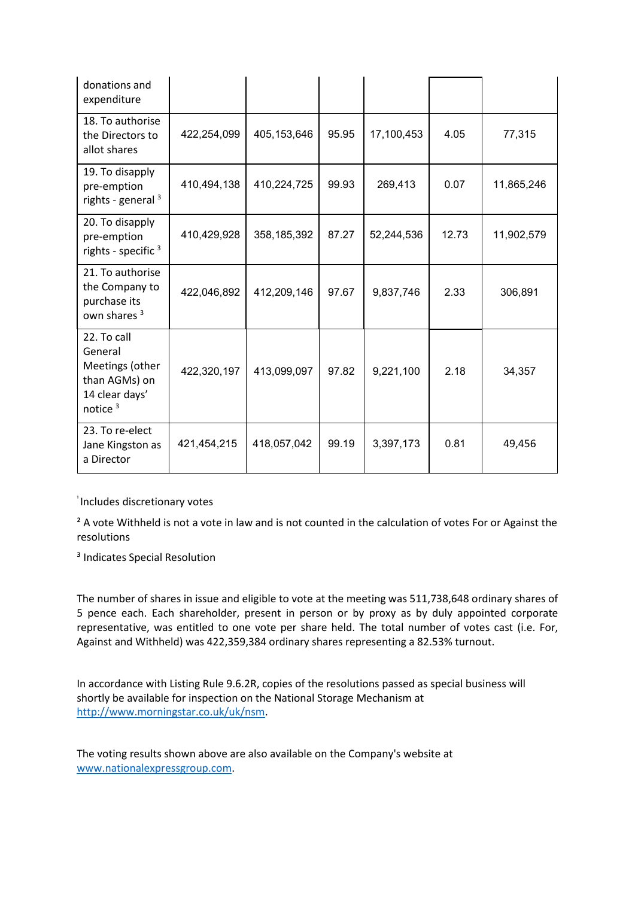| | | | | | | |
|---|---|---|---|---|---|---|
| donations and expenditure | | | | | | |
| 18. To authorise the Directors to allot shares | 422,254,099 | 405,153,646 | 95.95 | 17,100,453 | 4.05 | 77,315 |
| 19. To disapply pre-emption rights - general [3] | 410,494,138 | 410,224,725 | 99.93 | 269,413 | 0.07 | 11,865,246 |
| 20. To disapply pre-emption rights - specific [3] | 410,429,928 | 358,185,392 | 87.27 | 52,244,536 | 12.73 | 11,902,579 |
| 21. To authorise the Company to purchase its own shares [3] | 422,046,892 | 412,209,146 | 97.67 | 9,837,746 | 2.33 | 306,891 |
| 22. To call General Meetings (other than AGMs) on 14 clear days' notice [3] | 422,320,197 | 413,099,097 | 97.82 | 9,221,100 | 2.18 | 34,357 |
| 23. To re-elect Jane Kingston as a Director | 421,454,215 | 418,057,042 | 99.19 | 3,397,173 | 0.81 | 49,456 |

[1] Includes discretionary votes

[2] A vote Withheld is not a vote in law and is not counted in the calculation of votes For or Against the resolutions

[3] Indicates Special Resolution

The number of shares in issue and eligible to vote at the meeting was 511,738,648 ordinary shares of 5 pence each. Each shareholder, present in person or by proxy as by duly appointed corporate representative, was entitled to one vote per share held. The total number of votes cast (i.e. For, Against and Withheld) was 422,359,384 ordinary shares representing a 82.53% turnout.

In accordance with Listing Rule 9.6.2R, copies of the resolutions passed as special business will shortly be available for inspection on the National Storage Mechanism at [http://www.morningstar.co.uk/uk/nsm](http://www.morningstar.co.uk/uk/nsm).

The voting results shown above are also available on the Company's website at [www.nationalexpressgroup.com](http://www.nationalexpressgroup.com).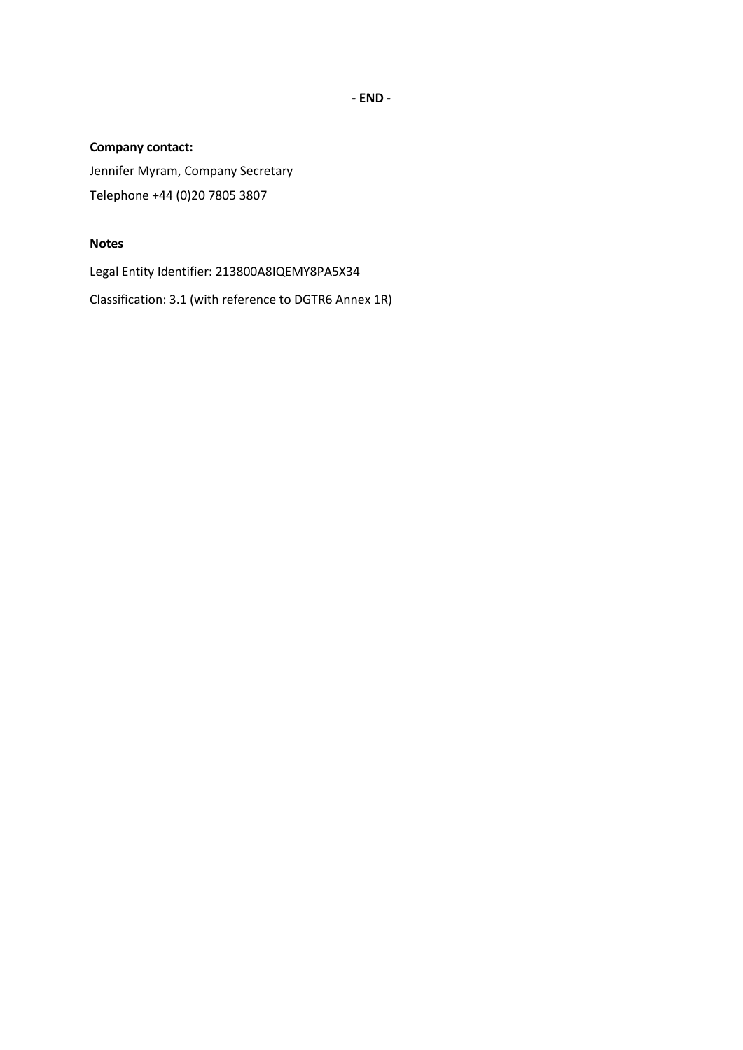**- END -**

**Company contact:**

Jennifer Myram, Company Secretary

Telephone +44 (0)20 7805 3807

**Notes**

Legal Entity Identifier: 213800A8IQEMY8PA5X34

Classification: 3.1 (with reference to DGTR6 Annex 1R)